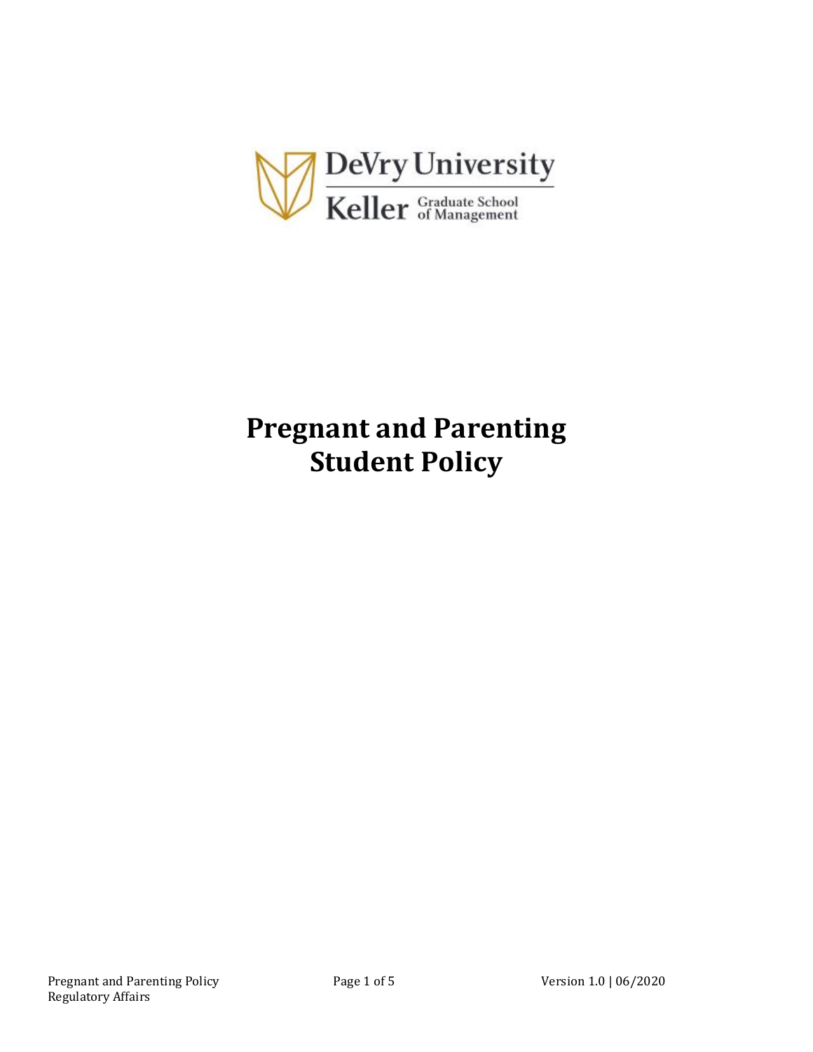DeVry University

Keller Graduate School of Management

# Pregnant and Parenting Student Policy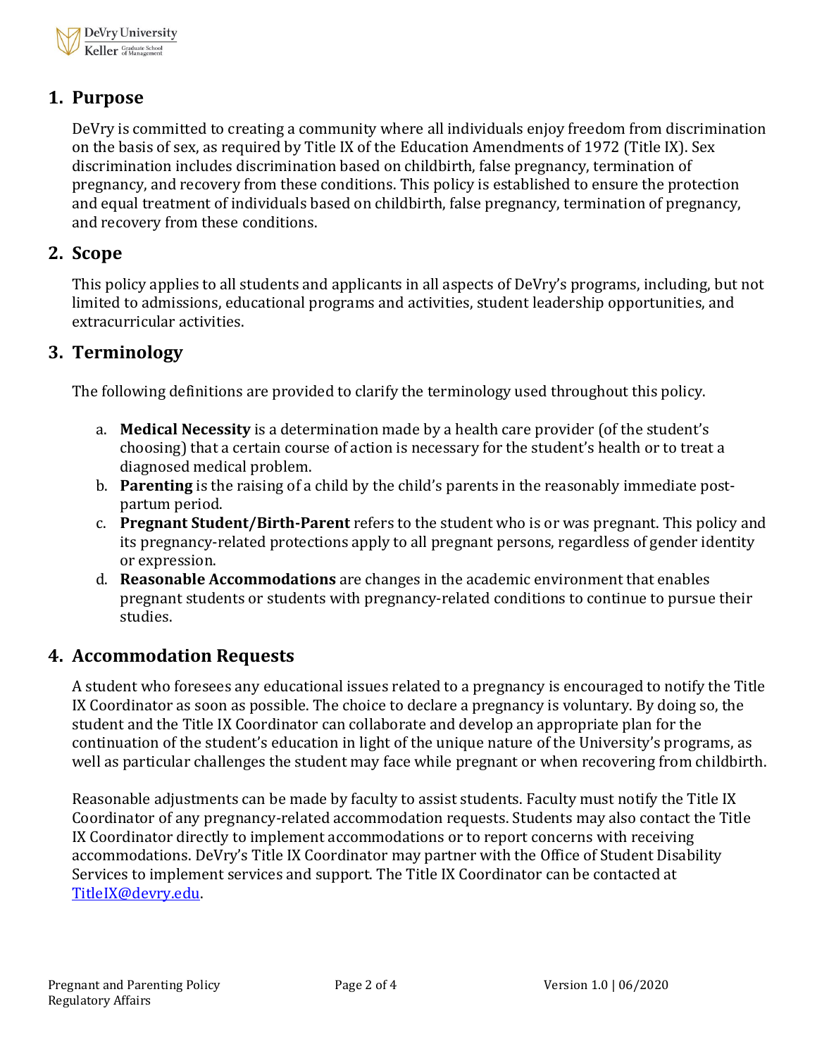## 1. Purpose

DeVry is committed to creating a community where all individuals enjoy freedom from discrimination on the basis of sex, as required by Title IX of the Education Amendments of 1972 (Title IX). Sex discrimination includes discrimination based on childbirth, false pregnancy, termination of pregnancy, and recovery from these conditions. This policy is established to ensure the protection and equal treatment of individuals based on childbirth, false pregnancy, termination of pregnancy, and recovery from these conditions.

## 2. Scope

This policy applies to all students and applicants in all aspects of DeVry's programs, including, but not limited to admissions, educational programs and activities, student leadership opportunities, and extracurricular activities.

## 3. Terminology

The following definitions are provided to clarify the terminology used throughout this policy.

a. **Medical Necessity** is a determination made by a health care provider (of the student's choosing) that a certain course of action is necessary for the student's health or to treat a diagnosed medical problem.
b. **Parenting** is the raising of a child by the child's parents in the reasonably immediate post-partum period.
c. **Pregnant Student/Birth-Parent** refers to the student who is or was pregnant. This policy and its pregnancy-related protections apply to all pregnant persons, regardless of gender identity or expression.
d. **Reasonable Accommodations** are changes in the academic environment that enables pregnant students or students with pregnancy-related conditions to continue to pursue their studies.

## 4. Accommodation Requests

A student who foresees any educational issues related to a pregnancy is encouraged to notify the Title IX Coordinator as soon as possible. The choice to declare a pregnancy is voluntary. By doing so, the student and the Title IX Coordinator can collaborate and develop an appropriate plan for the continuation of the student's education in light of the unique nature of the University's programs, as well as particular challenges the student may face while pregnant or when recovering from childbirth.

Reasonable adjustments can be made by faculty to assist students. Faculty must notify the Title IX Coordinator of any pregnancy-related accommodation requests. Students may also contact the Title IX Coordinator directly to implement accommodations or to report concerns with receiving accommodations. DeVry's Title IX Coordinator may partner with the Office of Student Disability Services to implement services and support. The Title IX Coordinator can be contacted at TitleIX@devry.edu.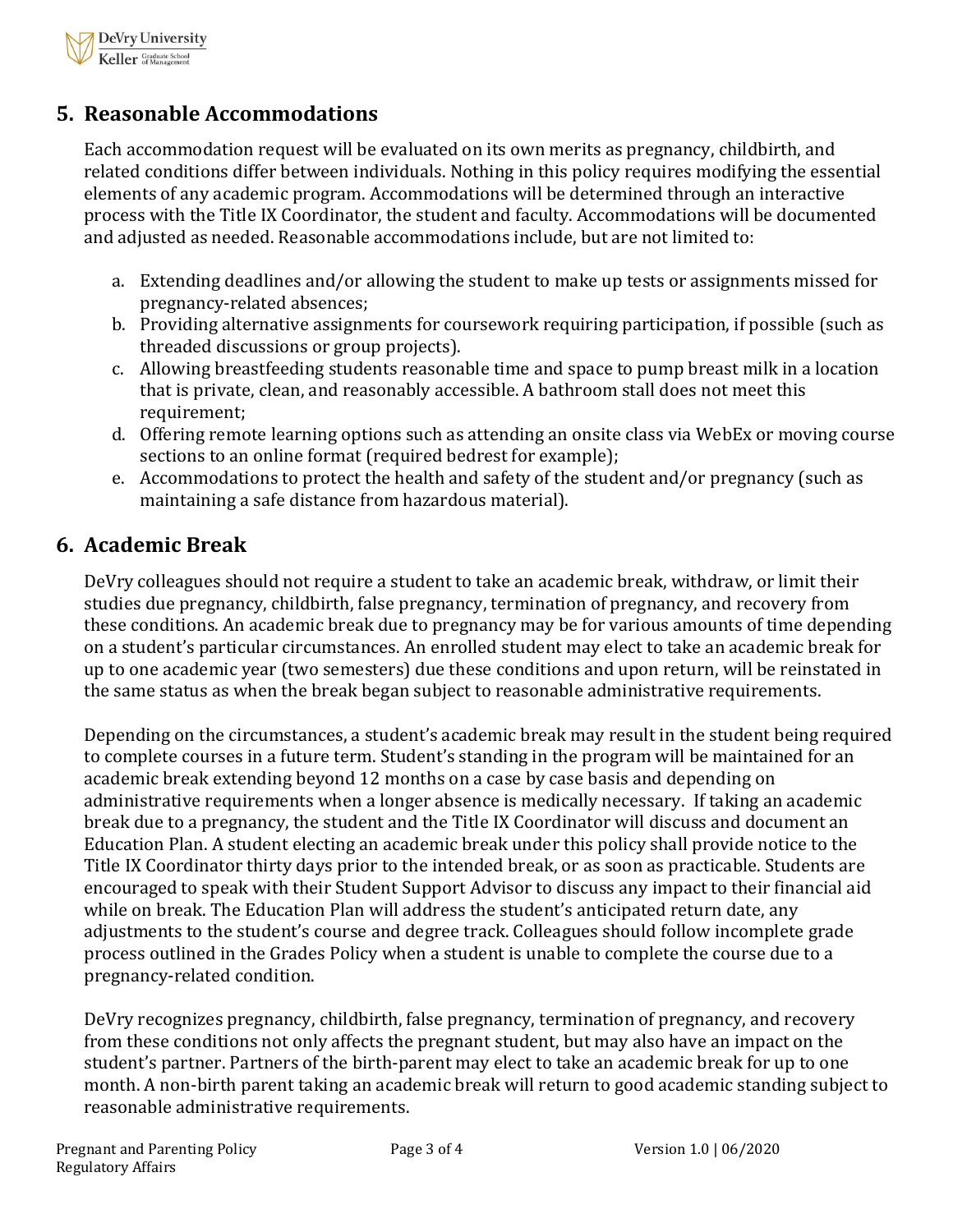## 5. Reasonable Accommodations

Each accommodation request will be evaluated on its own merits as pregnancy, childbirth, and related conditions differ between individuals. Nothing in this policy requires modifying the essential elements of any academic program. Accommodations will be determined through an interactive process with the Title IX Coordinator, the student and faculty. Accommodations will be documented and adjusted as needed. Reasonable accommodations include, but are not limited to:

a. Extending deadlines and/or allowing the student to make up tests or assignments missed for pregnancy-related absences;
b. Providing alternative assignments for coursework requiring participation, if possible (such as threaded discussions or group projects).
c. Allowing breastfeeding students reasonable time and space to pump breast milk in a location that is private, clean, and reasonably accessible. A bathroom stall does not meet this requirement;
d. Offering remote learning options such as attending an onsite class via WebEx or moving course sections to an online format (required bedrest for example);
e. Accommodations to protect the health and safety of the student and/or pregnancy (such as maintaining a safe distance from hazardous material).

## 6. Academic Break

DeVry colleagues should not require a student to take an academic break, withdraw, or limit their studies due pregnancy, childbirth, false pregnancy, termination of pregnancy, and recovery from these conditions. An academic break due to pregnancy may be for various amounts of time depending on a student's particular circumstances. An enrolled student may elect to take an academic break for up to one academic year (two semesters) due these conditions and upon return, will be reinstated in the same status as when the break began subject to reasonable administrative requirements.

Depending on the circumstances, a student's academic break may result in the student being required to complete courses in a future term. Student's standing in the program will be maintained for an academic break extending beyond 12 months on a case by case basis and depending on administrative requirements when a longer absence is medically necessary. If taking an academic break due to a pregnancy, the student and the Title IX Coordinator will discuss and document an Education Plan. A student electing an academic break under this policy shall provide notice to the Title IX Coordinator thirty days prior to the intended break, or as soon as practicable. Students are encouraged to speak with their Student Support Advisor to discuss any impact to their financial aid while on break. The Education Plan will address the student's anticipated return date, any adjustments to the student's course and degree track. Colleagues should follow incomplete grade process outlined in the Grades Policy when a student is unable to complete the course due to a pregnancy-related condition.

DeVry recognizes pregnancy, childbirth, false pregnancy, termination of pregnancy, and recovery from these conditions not only affects the pregnant student, but may also have an impact on the student's partner. Partners of the birth-parent may elect to take an academic break for up to one month. A non-birth parent taking an academic break will return to good academic standing subject to reasonable administrative requirements.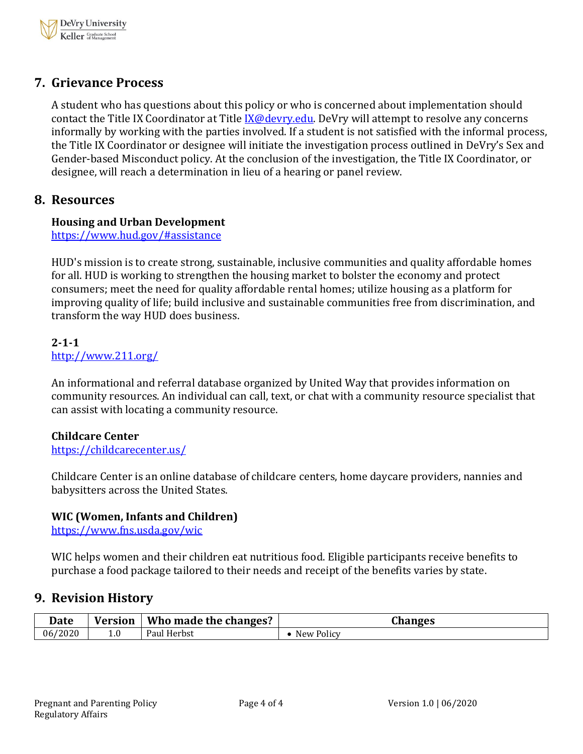## 7. Grievance Process

A student who has questions about this policy or who is concerned about implementation should contact the Title IX Coordinator at Title IX@devry.edu. DeVry will attempt to resolve any concerns informally by working with the parties involved. If a student is not satisfied with the informal process, the Title IX Coordinator or designee will initiate the investigation process outlined in DeVry's Sex and Gender-based Misconduct policy. At the conclusion of the investigation, the Title IX Coordinator, or designee, will reach a determination in lieu of a hearing or panel review.

## 8. Resources

**Housing and Urban Development**
https://www.hud.gov/#assistance

HUD's mission is to create strong, sustainable, inclusive communities and quality affordable homes for all. HUD is working to strengthen the housing market to bolster the economy and protect consumers; meet the need for quality affordable rental homes; utilize housing as a platform for improving quality of life; build inclusive and sustainable communities free from discrimination, and transform the way HUD does business.

**2-1-1**
http://www.211.org/

An informational and referral database organized by United Way that provides information on community resources. An individual can call, text, or chat with a community resource specialist that can assist with locating a community resource.

**Childcare Center**
https://childcarecenter.us/

Childcare Center is an online database of childcare centers, home daycare providers, nannies and babysitters across the United States.

**WIC (Women, Infants and Children)**
https://www.fns.usda.gov/wic

WIC helps women and their children eat nutritious food. Eligible participants receive benefits to purchase a food package tailored to their needs and receipt of the benefits varies by state.

## 9. Revision History

| Date | Version | Who made the changes? | Changes |
|---|---|---|---|
| 06/2020 | 1.0 | Paul Herbst | • New Policy |